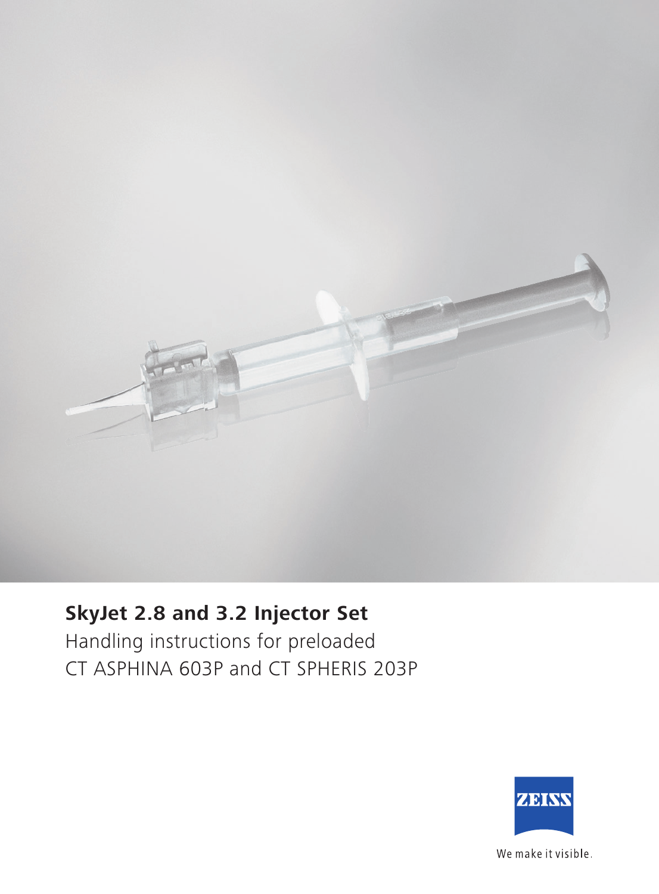# SkyJet 2.8 and 3.2 Injector Set

Handling instructions for preloaded
CT ASPHINA 603P and CT SPHERIS 203P

ZEISS

We make it visible.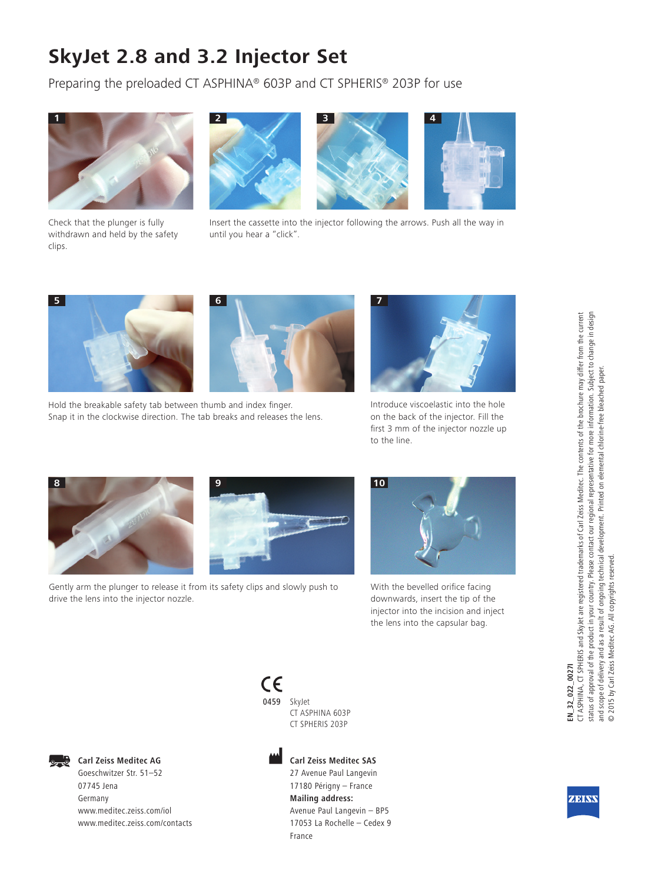# SkyJet 2.8 and 3.2 Injector Set

Preparing the preloaded CT ASPHINA® 603P and CT SPHERIS® 203P for use

1

Check that the plunger is fully withdrawn and held by the safety clips.

2 3 4

Insert the cassette into the injector following the arrows. Push all the way in until you hear a "click".

5 6

Hold the breakable safety tab between thumb and index finger. Snap it in the clockwise direction. The tab breaks and releases the lens.

7

Introduce viscoelastic into the hole on the back of the injector. Fill the first 3 mm of the injector nozzle up to the line.

8 9

Gently arm the plunger to release it from its safety clips and slowly push to drive the lens into the injector nozzle.

10

With the bevelled orifice facing downwards, insert the tip of the injector into the incision and inject the lens into the capsular bag.

CE 0459 SkyJet
CT ASPHINA 603P
CT SPHERIS 203P

**Carl Zeiss Meditec AG**
Goeschwitzer Str. 51–52
07745 Jena
Germany
www.meditec.zeiss.com/iol
www.meditec.zeiss.com/contacts

**Carl Zeiss Meditec SAS**
27 Avenue Paul Langevin
17180 Périgny – France
**Mailing address:**
Avenue Paul Langevin – BP5
17053 La Rochelle – Cedex 9
France

**EN_32_022_0027I**
CT ASPHINA, CT SPHERIS and SkyJet are registered trademarks of Carl Zeiss Meditec. The contents of the brochure may differ from the current status of approval of the product in your country. Please contact our regional representative for more information. Subject to change in design and scope of delivery and as a result of ongoing technical development. Printed on elemental chlorine-free bleached paper.
© 2015 by Carl Zeiss Meditec AG. All copyrights reserved.

ZEISS